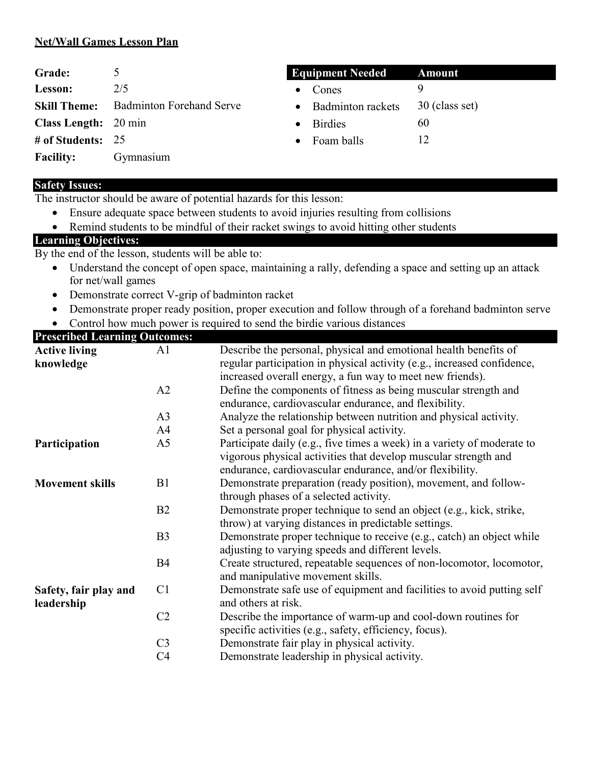## Net/Wall Games Lesson Plan

| | |
|---|---|
| **Grade:** | 5 |
| **Lesson:** | 2/5 |
| **Skill Theme:** | Badminton Forehand Serve |
| **Class Length:** | 20 min |
| **# of Students:** | 25 |
| **Facility:** | Gymnasium |

| Equipment Needed | Amount |
|---|---|
| • Cones | 9 |
| • Badminton rackets | 30 (class set) |
| • Birdies | 60 |
| • Foam balls | 12 |

**Safety Issues:**

The instructor should be aware of potential hazards for this lesson:

- Ensure adequate space between students to avoid injuries resulting from collisions
- Remind students to be mindful of their racket swings to avoid hitting other students

**Learning Objectives:**

By the end of the lesson, students will be able to:

- Understand the concept of open space, maintaining a rally, defending a space and setting up an attack for net/wall games
- Demonstrate correct V-grip of badminton racket
- Demonstrate proper ready position, proper execution and follow through of a forehand badminton serve
- Control how much power is required to send the birdie various distances

**Prescribed Learning Outcomes:**

| | | |
|---|---|---|
| **Active living knowledge** | A1 | Describe the personal, physical and emotional health benefits of regular participation in physical activity (e.g., increased confidence, increased overall energy, a fun way to meet new friends). |
| | A2 | Define the components of fitness as being muscular strength and endurance, cardiovascular endurance, and flexibility. |
| | A3 | Analyze the relationship between nutrition and physical activity. |
| | A4 | Set a personal goal for physical activity. |
| **Participation** | A5 | Participate daily (e.g., five times a week) in a variety of moderate to vigorous physical activities that develop muscular strength and endurance, cardiovascular endurance, and/or flexibility. |
| **Movement skills** | B1 | Demonstrate preparation (ready position), movement, and follow-through phases of a selected activity. |
| | B2 | Demonstrate proper technique to send an object (e.g., kick, strike, throw) at varying distances in predictable settings. |
| | B3 | Demonstrate proper technique to receive (e.g., catch) an object while adjusting to varying speeds and different levels. |
| | B4 | Create structured, repeatable sequences of non-locomotor, locomotor, and manipulative movement skills. |
| **Safety, fair play and leadership** | C1 | Demonstrate safe use of equipment and facilities to avoid putting self and others at risk. |
| | C2 | Describe the importance of warm-up and cool-down routines for specific activities (e.g., safety, efficiency, focus). |
| | C3 | Demonstrate fair play in physical activity. |
| | C4 | Demonstrate leadership in physical activity. |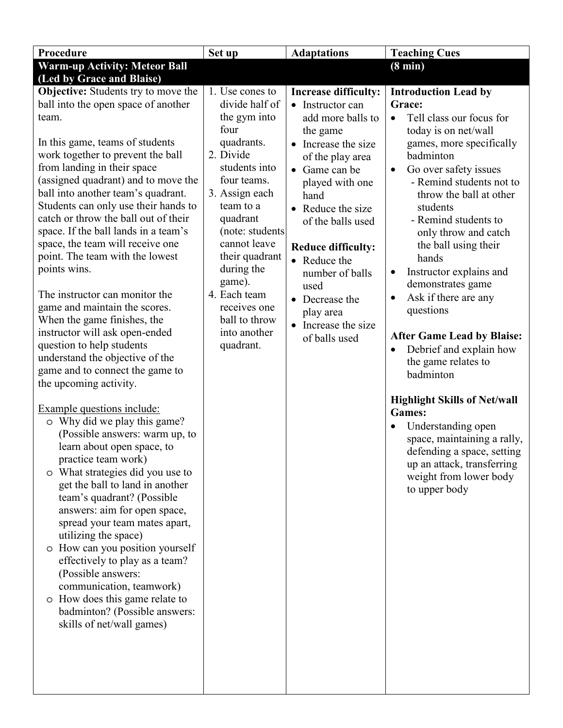| Procedure | Set up | Adaptations | Teaching Cues |
|---|---|---|---|
| **Warm-up Activity: Meteor Ball (Led by Grace and Blaise)** | | | **(8 min)** |
| **Objective:** Students try to move the ball into the open space of another team.<br><br>In this game, teams of students work together to prevent the ball from landing in their space (assigned quadrant) and to move the ball into another team's quadrant. Students can only use their hands to catch or throw the ball out of their space. If the ball lands in a team's space, the team will receive one point. The team with the lowest points wins.<br><br>The instructor can monitor the game and maintain the scores. When the game finishes, the instructor will ask open-ended question to help students understand the objective of the game and to connect the game to the upcoming activity.<br><br><u>Example questions include:</u><br>o Why did we play this game? (Possible answers: warm up, to learn about open space, to practice team work)<br>o What strategies did you use to get the ball to land in another team's quadrant? (Possible answers: aim for open space, spread your team mates apart, utilizing the space)<br>o How can you position yourself effectively to play as a team? (Possible answers: communication, teamwork)<br>o How does this game relate to badminton? (Possible answers: skills of net/wall games) | 1. Use cones to divide half of the gym into four quadrants.<br>2. Divide students into four teams.<br>3. Assign each team to a quadrant (note: students cannot leave their quadrant during the game).<br>4. Each team receives one ball to throw into another quadrant. | **Increase difficulty:**<br>• Instructor can add more balls to the game<br>• Increase the size of the play area<br>• Game can be played with one hand<br>• Reduce the size of the balls used<br><br>**Reduce difficulty:**<br>• Reduce the number of balls used<br>• Decrease the play area<br>• Increase the size of balls used | **Introduction Lead by Grace:**<br>• Tell class our focus for today is on net/wall games, more specifically badminton<br>• Go over safety issues<br>- Remind students not to throw the ball at other students<br>- Remind students to only throw and catch the ball using their hands<br>• Instructor explains and demonstrates game<br>• Ask if there are any questions<br><br>**After Game Lead by Blaise:**<br>• Debrief and explain how the game relates to badminton<br><br>**Highlight Skills of Net/wall Games:**<br>• Understanding open space, maintaining a rally, defending a space, setting up an attack, transferring weight from lower body to upper body |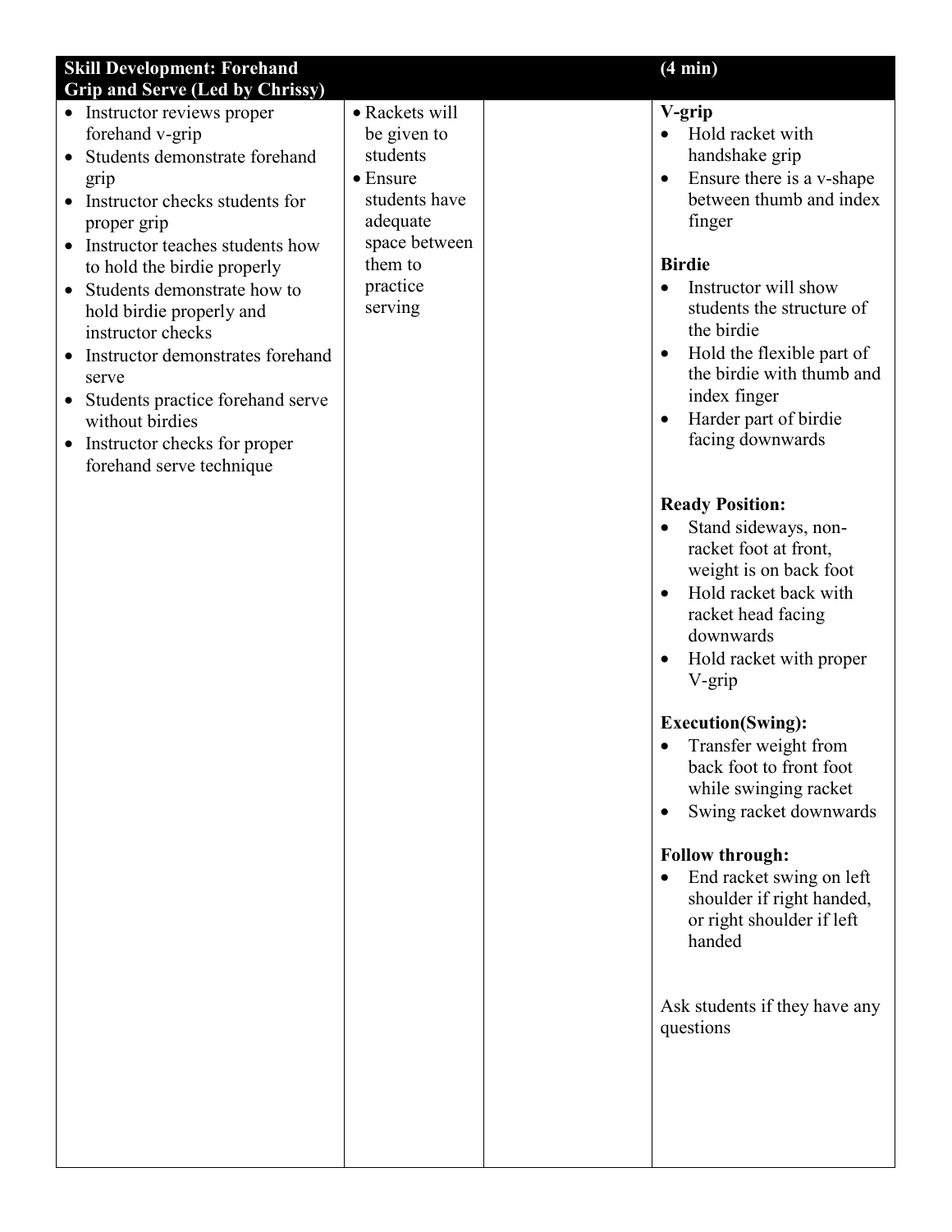| Skill Development: Forehand Grip and Serve (Led by Chrissy) | | | (4 min) |
|---|---|---|---|
| • Instructor reviews proper forehand v-grip<br>• Students demonstrate forehand grip<br>• Instructor checks students for proper grip<br>• Instructor teaches students how to hold the birdie properly<br>• Students demonstrate how to hold birdie properly and instructor checks<br>• Instructor demonstrates forehand serve<br>• Students practice forehand serve without birdies<br>• Instructor checks for proper forehand serve technique | • Rackets will be given to students<br>• Ensure students have adequate space between them to practice serving | | **V-grip**<br>• Hold racket with handshake grip<br>• Ensure there is a v-shape between thumb and index finger<br><br>**Birdie**<br>• Instructor will show students the structure of the birdie<br>• Hold the flexible part of the birdie with thumb and index finger<br>• Harder part of birdie facing downwards<br><br>**Ready Position:**<br>• Stand sideways, non-racket foot at front, weight is on back foot<br>• Hold racket back with racket head facing downwards<br>• Hold racket with proper V-grip<br><br>**Execution(Swing):**<br>• Transfer weight from back foot to front foot while swinging racket<br>• Swing racket downwards<br><br>**Follow through:**<br>• End racket swing on left shoulder if right handed, or right shoulder if left handed<br><br>Ask students if they have any questions |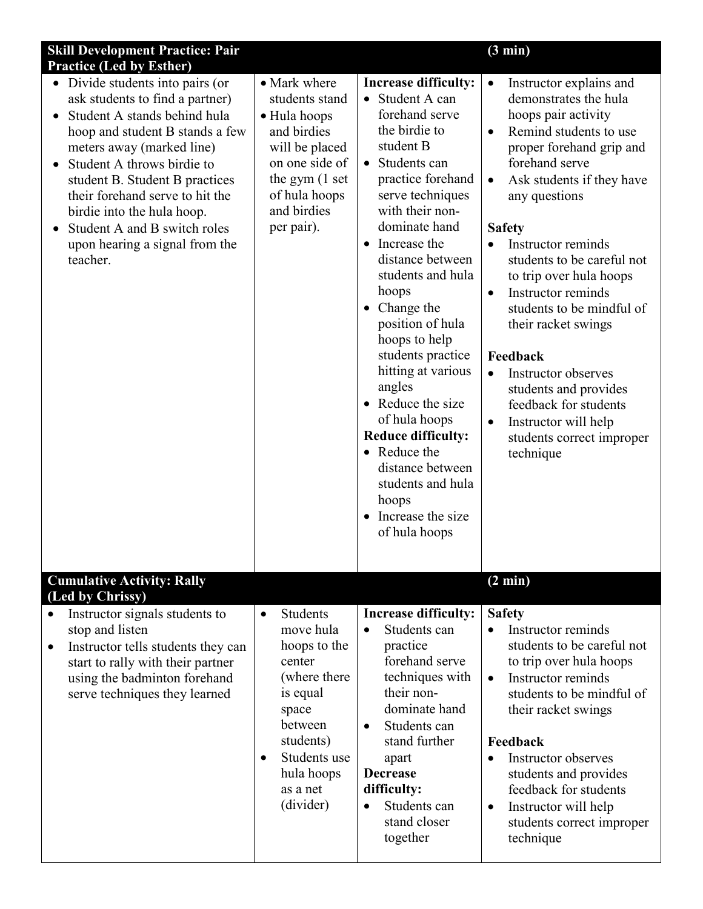| Skill Development Practice: Pair Practice (Led by Esther) | | | (3 min) |
|---|---|---|---|
| • Divide students into pairs (or ask students to find a partner)<br>• Student A stands behind hula hoop and student B stands a few meters away (marked line)<br>• Student A throws birdie to student B. Student B practices their forehand serve to hit the birdie into the hula hoop.<br>• Student A and B switch roles upon hearing a signal from the teacher. | • Mark where students stand<br>• Hula hoops and birdies will be placed on one side of the gym (1 set of hula hoops and birdies per pair). | **Increase difficulty:**<br>• Student A can forehand serve the birdie to student B<br>• Students can practice forehand serve techniques with their non-dominate hand<br>• Increase the distance between students and hula hoops<br>• Change the position of hula hoops to help students practice hitting at various angles<br>• Reduce the size of hula hoops<br>**Reduce difficulty:**<br>• Reduce the distance between students and hula hoops<br>• Increase the size of hula hoops | • Instructor explains and demonstrates the hula hoops pair activity<br>• Remind students to use proper forehand grip and forehand serve<br>• Ask students if they have any questions<br><br>**Safety**<br>• Instructor reminds students to be careful not to trip over hula hoops<br>• Instructor reminds students to be mindful of their racket swings<br><br>**Feedback**<br>• Instructor observes students and provides feedback for students<br>• Instructor will help students correct improper technique |
| **Cumulative Activity: Rally (Led by Chrissy)** | | | **(2 min)** |
| • Instructor signals students to stop and listen<br>• Instructor tells students they can start to rally with their partner using the badminton forehand serve techniques they learned | • Students move hula hoops to the center (where there is equal space between students)<br>• Students use hula hoops as a net (divider) | **Increase difficulty:**<br>• Students can practice forehand serve techniques with their non-dominate hand<br>• Students can stand further apart<br>**Decrease difficulty:**<br>• Students can stand closer together | **Safety**<br>• Instructor reminds students to be careful not to trip over hula hoops<br>• Instructor reminds students to be mindful of their racket swings<br><br>**Feedback**<br>• Instructor observes students and provides feedback for students<br>• Instructor will help students correct improper technique |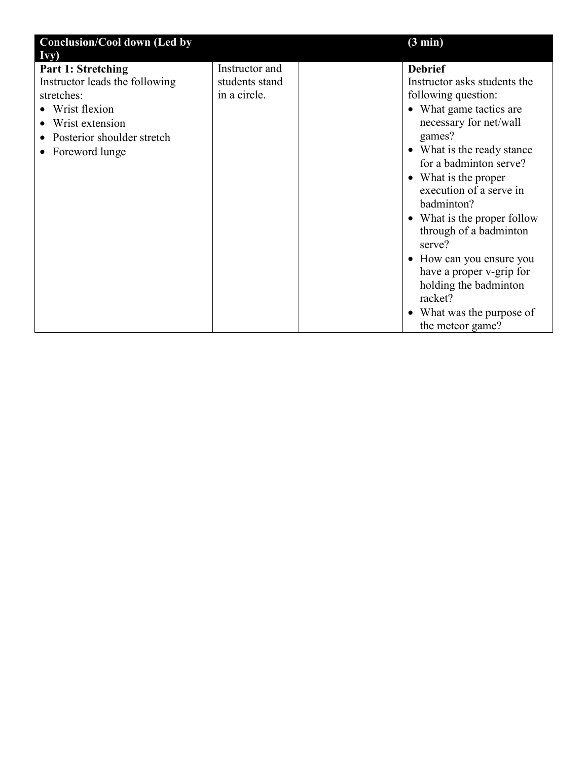| **Conclusion/Cool down (Led by Ivy)** | | | **(3 min)** |
|---|---|---|---|
| **Part 1: Stretching**<br>Instructor leads the following stretches:<br>• Wrist flexion<br>• Wrist extension<br>• Posterior shoulder stretch<br>• Foreword lunge | Instructor and students stand in a circle. | | **Debrief**<br>Instructor asks students the following question:<br>• What game tactics are necessary for net/wall games?<br>• What is the ready stance for a badminton serve?<br>• What is the proper execution of a serve in badminton?<br>• What is the proper follow through of a badminton serve?<br>• How can you ensure you have a proper v-grip for holding the badminton racket?<br>• What was the purpose of the meteor game? |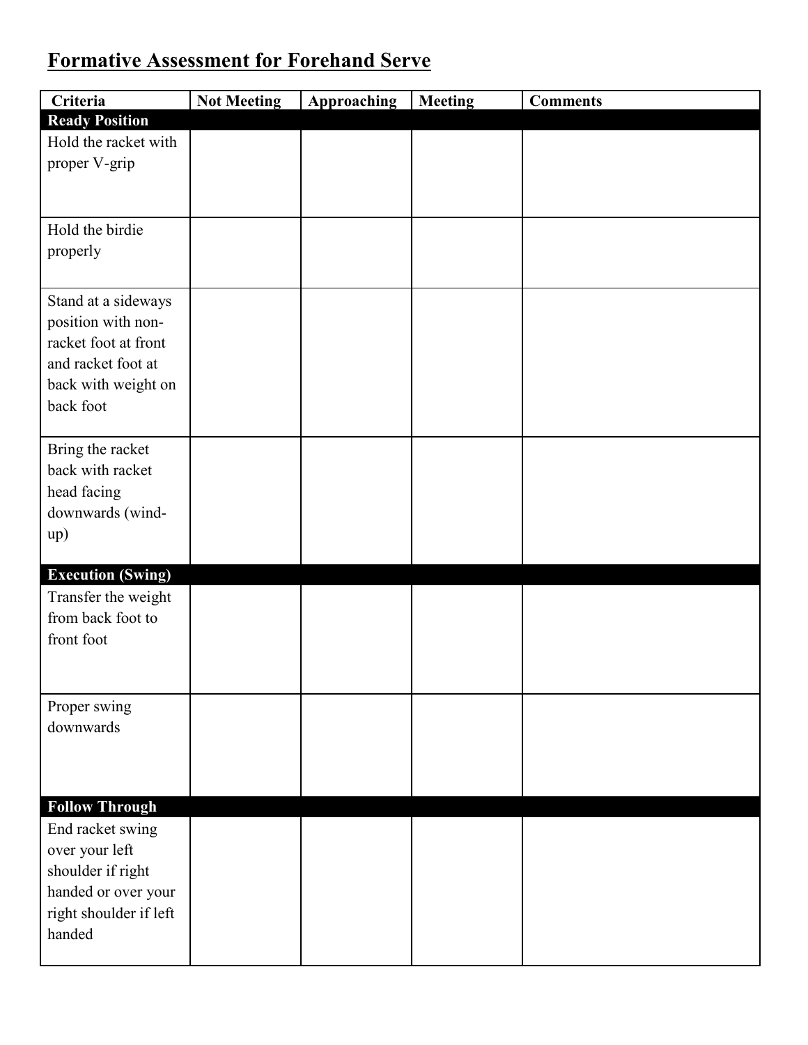# Formative Assessment for Forehand Serve

| Criteria | Not Meeting | Approaching | Meeting | Comments |
|---|---|---|---|---|
| **Ready Position** | | | | |
| Hold the racket with proper V-grip | | | | |
| Hold the birdie properly | | | | |
| Stand at a sideways position with non-racket foot at front and racket foot at back with weight on back foot | | | | |
| Bring the racket back with racket head facing downwards (wind-up) | | | | |
| **Execution (Swing)** | | | | |
| Transfer the weight from back foot to front foot | | | | |
| Proper swing downwards | | | | |
| **Follow Through** | | | | |
| End racket swing over your left shoulder if right handed or over your right shoulder if left handed | | | | |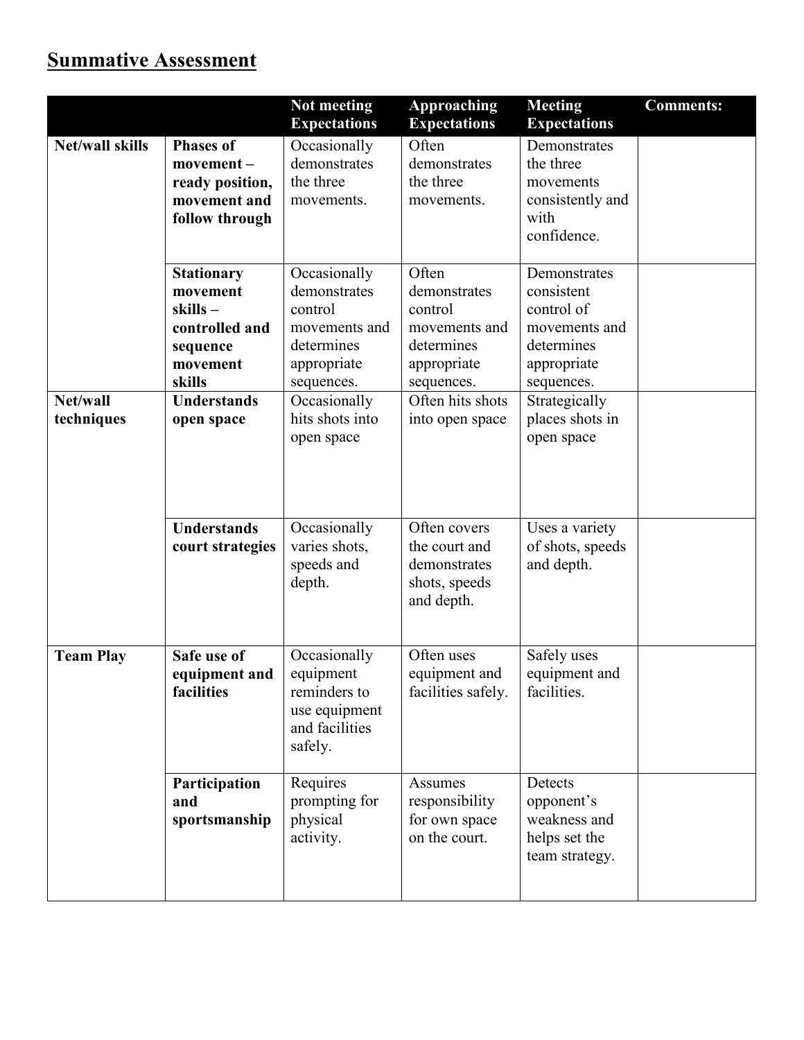## Summative Assessment

| | | Not meeting Expectations | Approaching Expectations | Meeting Expectations | Comments: |
|---|---|---|---|---|---|
| **Net/wall skills** | **Phases of movement – ready position, movement and follow through** | Occasionally demonstrates the three movements. | Often demonstrates the three movements. | Demonstrates the three movements consistently and with confidence. | |
| | **Stationary movement skills – controlled and sequence movement skills** | Occasionally demonstrates control movements and determines appropriate sequences. | Often demonstrates control movements and determines appropriate sequences. | Demonstrates consistent control of movements and determines appropriate sequences. | |
| **Net/wall techniques** | **Understands open space** | Occasionally hits shots into open space | Often hits shots into open space | Strategically places shots in open space | |
| | **Understands court strategies** | Occasionally varies shots, speeds and depth. | Often covers the court and demonstrates shots, speeds and depth. | Uses a variety of shots, speeds and depth. | |
| **Team Play** | **Safe use of equipment and facilities** | Occasionally equipment reminders to use equipment and facilities safely. | Often uses equipment and facilities safely. | Safely uses equipment and facilities. | |
| | **Participation and sportsmanship** | Requires prompting for physical activity. | Assumes responsibility for own space on the court. | Detects opponent's weakness and helps set the team strategy. | |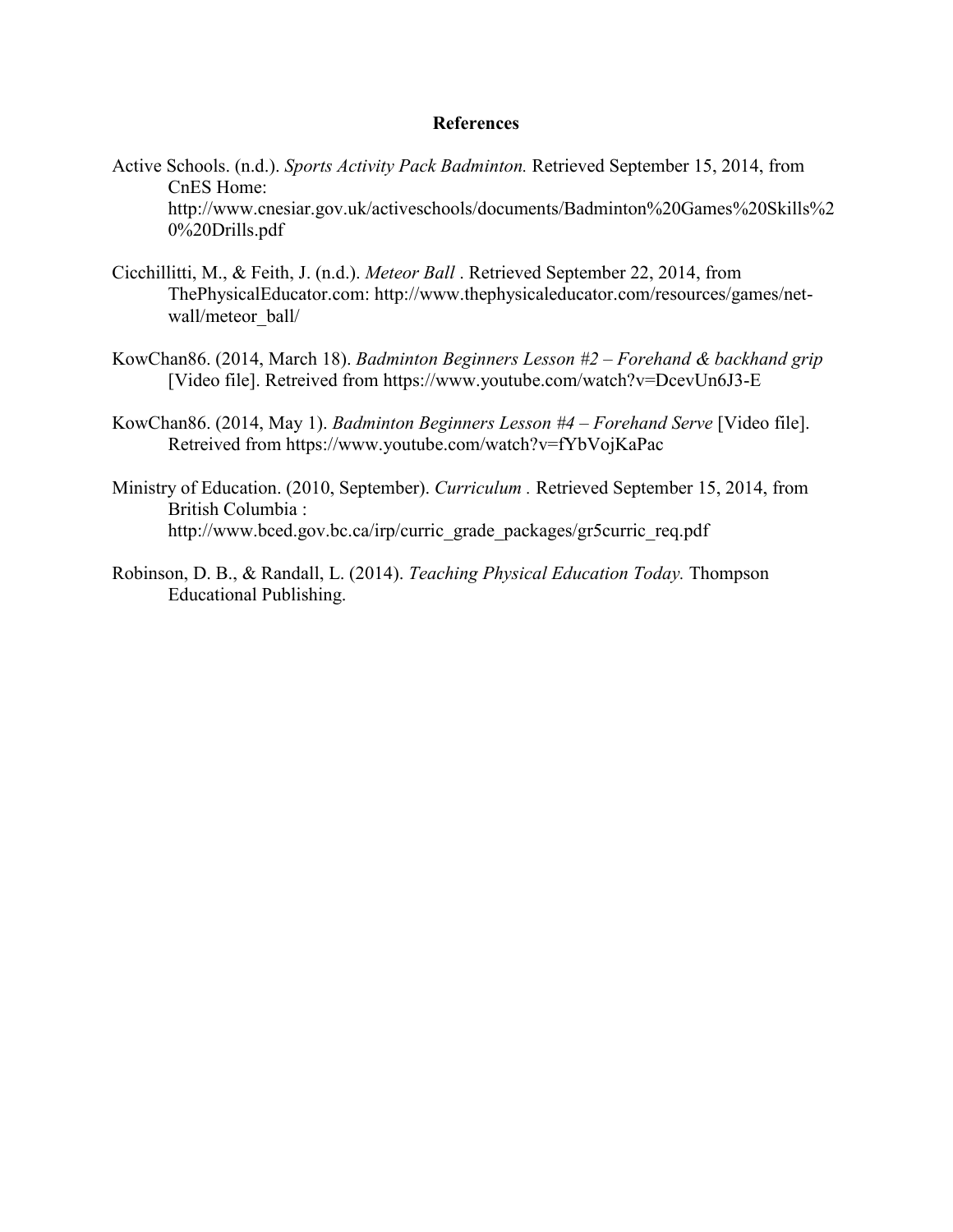## References

Active Schools. (n.d.). *Sports Activity Pack Badminton.* Retrieved September 15, 2014, from CnES Home: http://www.cnesiar.gov.uk/activeschools/documents/Badminton%20Games%20Skills%20%20Drills.pdf

Cicchillitti, M., & Feith, J. (n.d.). *Meteor Ball* . Retrieved September 22, 2014, from ThePhysicalEducator.com: http://www.thephysicaleducator.com/resources/games/net-wall/meteor_ball/

KowChan86. (2014, March 18). *Badminton Beginners Lesson #2 – Forehand & backhand grip* [Video file]. Retreived from https://www.youtube.com/watch?v=DcevUn6J3-E

KowChan86. (2014, May 1). *Badminton Beginners Lesson #4 – Forehand Serve* [Video file]. Retreived from https://www.youtube.com/watch?v=fYbVojKaPac

Ministry of Education. (2010, September). *Curriculum* . Retrieved September 15, 2014, from British Columbia : http://www.bced.gov.bc.ca/irp/curric_grade_packages/gr5curric_req.pdf

Robinson, D. B., & Randall, L. (2014). *Teaching Physical Education Today.* Thompson Educational Publishing.